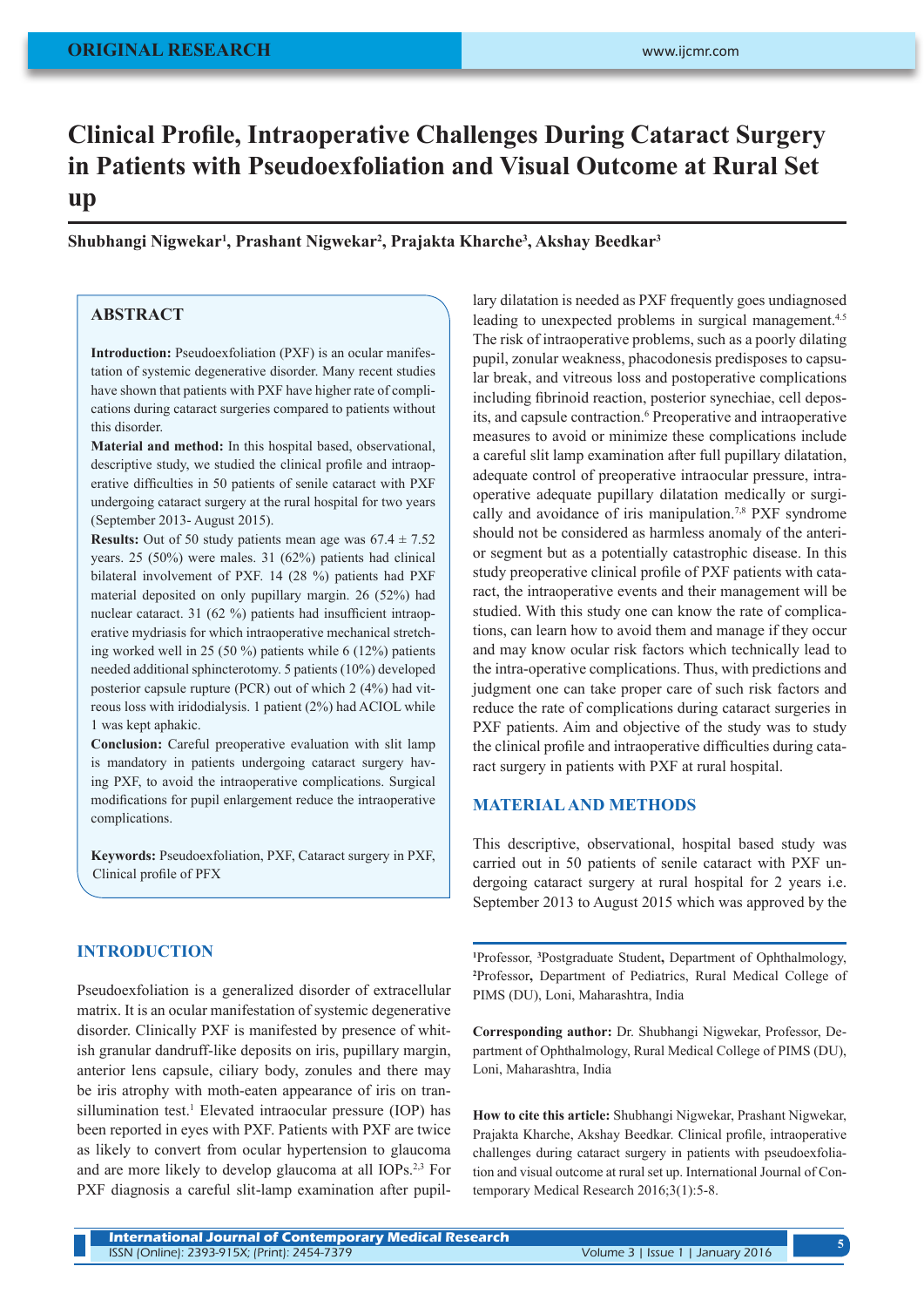ORIGINAL RESEARCH

# Clinical Profile, Intraoperative Challenges During Cataract Surgery in Patients with Pseudoexfoliation and Visual Outcome at Rural Set up

**Shubhangi Nigwekar[1], Prashant Nigwekar[2], Prajakta Kharche[3], Akshay Beedkar[3]**

## ABSTRACT

**Introduction:** Pseudoexfoliation (PXF) is an ocular manifestation of systemic degenerative disorder. Many recent studies have shown that patients with PXF have higher rate of complications during cataract surgeries compared to patients without this disorder.

**Material and method:** In this hospital based, observational, descriptive study, we studied the clinical profile and intraoperative difficulties in 50 patients of senile cataract with PXF undergoing cataract surgery at the rural hospital for two years (September 2013- August 2015).

**Results:** Out of 50 study patients mean age was 67.4 ± 7.52 years. 25 (50%) were males. 31 (62%) patients had clinical bilateral involvement of PXF. 14 (28 %) patients had PXF material deposited on only pupillary margin. 26 (52%) had nuclear cataract. 31 (62 %) patients had insufficient intraoperative mydriasis for which intraoperative mechanical stretching worked well in 25 (50 %) patients while 6 (12%) patients needed additional sphincterotomy. 5 patients (10%) developed posterior capsule rupture (PCR) out of which 2 (4%) had vitreous loss with iridodialysis. 1 patient (2%) had ACIOL while 1 was kept aphakic.

**Conclusion:** Careful preoperative evaluation with slit lamp is mandatory in patients undergoing cataract surgery having PXF, to avoid the intraoperative complications. Surgical modifications for pupil enlargement reduce the intraoperative complications.

**Keywords:** Pseudoexfoliation, PXF, Cataract surgery in PXF, Clinical profile of PFX

## INTRODUCTION

Pseudoexfoliation is a generalized disorder of extracellular matrix. It is an ocular manifestation of systemic degenerative disorder. Clinically PXF is manifested by presence of whitish granular dandruff-like deposits on iris, pupillary margin, anterior lens capsule, ciliary body, zonules and there may be iris atrophy with moth-eaten appearance of iris on transillumination test.[1] Elevated intraocular pressure (IOP) has been reported in eyes with PXF. Patients with PXF are twice as likely to convert from ocular hypertension to glaucoma and are more likely to develop glaucoma at all IOPs.[2,3] For PXF diagnosis a careful slit-lamp examination after pupillary dilatation is needed as PXF frequently goes undiagnosed leading to unexpected problems in surgical management.[4,5] The risk of intraoperative problems, such as a poorly dilating pupil, zonular weakness, phacodonesis predisposes to capsular break, and vitreous loss and postoperative complications including fibrinoid reaction, posterior synechiae, cell deposits, and capsule contraction.[6] Preoperative and intraoperative measures to avoid or minimize these complications include a careful slit lamp examination after full pupillary dilatation, adequate control of preoperative intraocular pressure, intraoperative adequate pupillary dilatation medically or surgically and avoidance of iris manipulation.[7,8] PXF syndrome should not be considered as harmless anomaly of the anterior segment but as a potentially catastrophic disease. In this study preoperative clinical profile of PXF patients with cataract, the intraoperative events and their management will be studied. With this study one can know the rate of complications, can learn how to avoid them and manage if they occur and may know ocular risk factors which technically lead to the intra-operative complications. Thus, with predictions and judgment one can take proper care of such risk factors and reduce the rate of complications during cataract surgeries in PXF patients. Aim and objective of the study was to study the clinical profile and intraoperative difficulties during cataract surgery in patients with PXF at rural hospital.

## MATERIAL AND METHODS

This descriptive, observational, hospital based study was carried out in 50 patients of senile cataract with PXF undergoing cataract surgery at rural hospital for 2 years i.e. September 2013 to August 2015 which was approved by the

[1]Professor, [3]Postgraduate Student, Department of Ophthalmology, [2]Professor, Department of Pediatrics, Rural Medical College of PIMS (DU), Loni, Maharashtra, India

**Corresponding author:** Dr. Shubhangi Nigwekar, Professor, Department of Ophthalmology, Rural Medical College of PIMS (DU), Loni, Maharashtra, India

**How to cite this article:** Shubhangi Nigwekar, Prashant Nigwekar, Prajakta Kharche, Akshay Beedkar. Clinical profile, intraoperative challenges during cataract surgery in patients with pseudoexfoliation and visual outcome at rural set up. International Journal of Contemporary Medical Research 2016;3(1):5-8.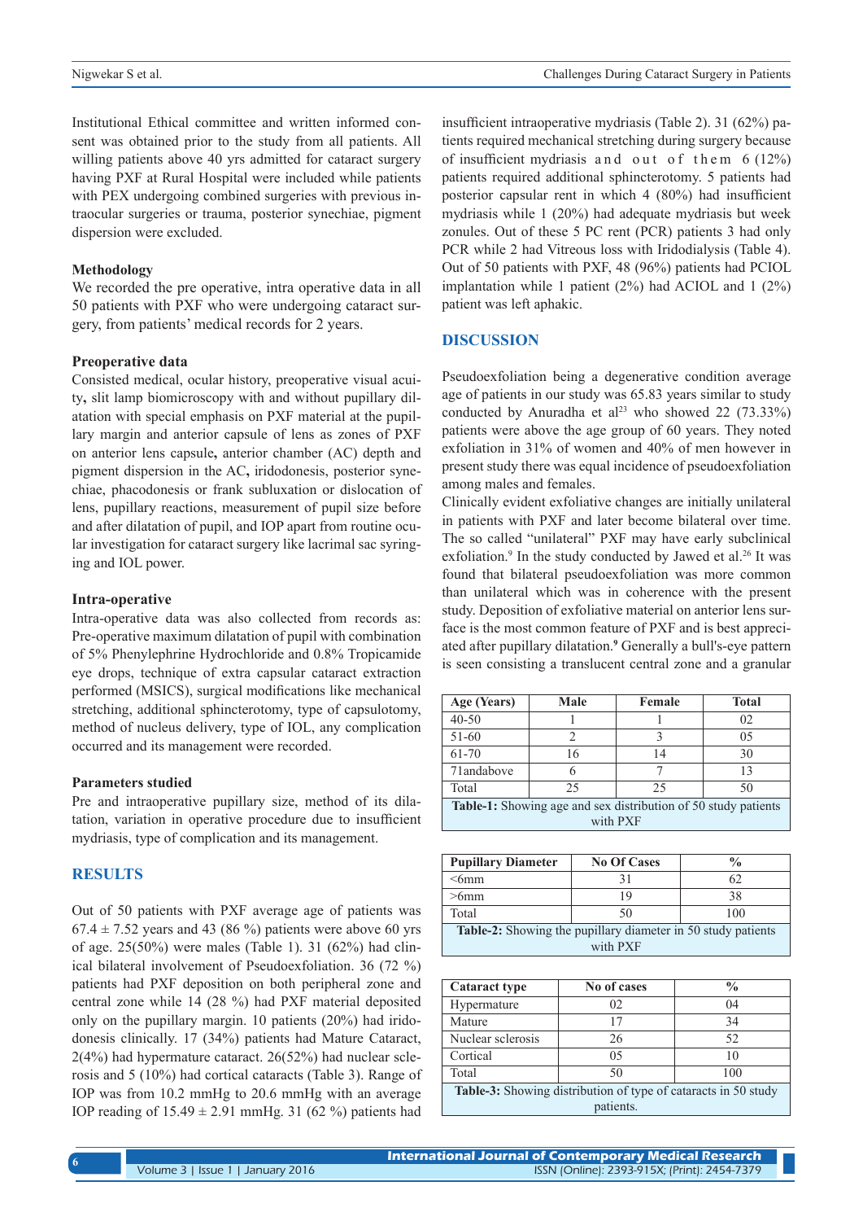Institutional Ethical committee and written informed consent was obtained prior to the study from all patients. All willing patients above 40 yrs admitted for cataract surgery having PXF at Rural Hospital were included while patients with PEX undergoing combined surgeries with previous intraocular surgeries or trauma, posterior synechiae, pigment dispersion were excluded.

### Methodology

We recorded the pre operative, intra operative data in all 50 patients with PXF who were undergoing cataract surgery, from patients' medical records for 2 years.

### Preoperative data

Consisted medical, ocular history, preoperative visual acuity**,** slit lamp biomicroscopy with and without pupillary dilatation with special emphasis on PXF material at the pupillary margin and anterior capsule of lens as zones of PXF on anterior lens capsule**,** anterior chamber (AC) depth and pigment dispersion in the AC**,** iridodonesis, posterior synechiae, phacodonesis or frank subluxation or dislocation of lens, pupillary reactions, measurement of pupil size before and after dilatation of pupil, and IOP apart from routine ocular investigation for cataract surgery like lacrimal sac syringing and IOL power.

### Intra-operative

Intra-operative data was also collected from records as: Pre-operative maximum dilatation of pupil with combination of 5% Phenylephrine Hydrochloride and 0.8% Tropicamide eye drops, technique of extra capsular cataract extraction performed (MSICS), surgical modifications like mechanical stretching, additional sphincterotomy, type of capsulotomy, method of nucleus delivery, type of IOL, any complication occurred and its management were recorded.

### Parameters studied

Pre and intraoperative pupillary size, method of its dilatation, variation in operative procedure due to insufficient mydriasis, type of complication and its management.

## RESULTS

Out of 50 patients with PXF average age of patients was 67.4 ± 7.52 years and 43 (86 %) patients were above 60 yrs of age. 25(50%) were males (Table 1). 31 (62%) had clinical bilateral involvement of Pseudoexfoliation. 36 (72 %) patients had PXF deposition on both peripheral zone and central zone while 14 (28 %) had PXF material deposited only on the pupillary margin. 10 patients (20%) had iridodonesis clinically. 17 (34%) patients had Mature Cataract, 2(4%) had hypermature cataract. 26(52%) had nuclear sclerosis and 5 (10%) had cortical cataracts (Table 3). Range of IOP was from 10.2 mmHg to 20.6 mmHg with an average IOP reading of 15.49 ± 2.91 mmHg. 31 (62 %) patients had insufficient intraoperative mydriasis (Table 2). 31 (62%) patients required mechanical stretching during surgery because of insufficient mydriasis and out of them 6 (12%) patients required additional sphincterotomy. 5 patients had posterior capsular rent in which 4 (80%) had insufficient mydriasis while 1 (20%) had adequate mydriasis but week zonules. Out of these 5 PC rent (PCR) patients 3 had only PCR while 2 had Vitreous loss with Iridodialysis (Table 4). Out of 50 patients with PXF, 48 (96%) patients had PCIOL implantation while 1 patient (2%) had ACIOL and 1 (2%) patient was left aphakic.

## DISCUSSION

Pseudoexfoliation being a degenerative condition average age of patients in our study was 65.83 years similar to study conducted by Anuradha et al[23] who showed 22 (73.33%) patients were above the age group of 60 years. They noted exfoliation in 31% of women and 40% of men however in present study there was equal incidence of pseudoexfoliation among males and females.

Clinically evident exfoliative changes are initially unilateral in patients with PXF and later become bilateral over time. The so called "unilateral" PXF may have early subclinical exfoliation.[9] In the study conducted by Jawed et al.[26] It was found that bilateral pseudoexfoliation was more common than unilateral which was in coherence with the present study. Deposition of exfoliative material on anterior lens surface is the most common feature of PXF and is best appreciated after pupillary dilatation.[9] Generally a bull's-eye pattern is seen consisting a translucent central zone and a granular

| Age (Years) | Male | Female | Total |
|---|---|---|---|
| 40-50 | 1 | 1 | 02 |
| 51-60 | 2 | 3 | 05 |
| 61-70 | 16 | 14 | 30 |
| 71andabove | 6 | 7 | 13 |
| Total | 25 | 25 | 50 |

**Table-1:** Showing age and sex distribution of 50 study patients with PXF

| Pupillary Diameter | No Of Cases | % |
|---|---|---|
| <6mm | 31 | 62 |
| >6mm | 19 | 38 |
| Total | 50 | 100 |

**Table-2:** Showing the pupillary diameter in 50 study patients with PXF

| Cataract type | No of cases | % |
|---|---|---|
| Hypermature | 02 | 04 |
| Mature | 17 | 34 |
| Nuclear sclerosis | 26 | 52 |
| Cortical | 05 | 10 |
| Total | 50 | 100 |

**Table-3:** Showing distribution of type of cataracts in 50 study patients.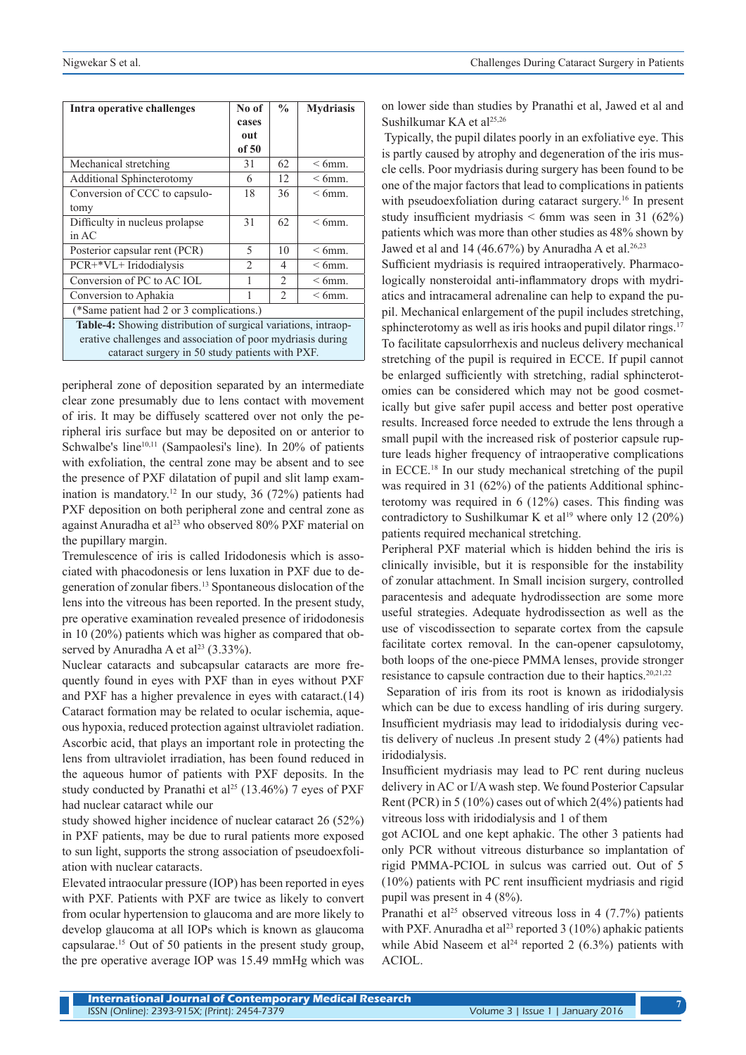| Intra operative challenges | No of cases out of 50 | % | Mydriasis |
|---|---|---|---|
| Mechanical stretching | 31 | 62 | < 6mm. |
| Additional Sphincterotomy | 6 | 12 | < 6mm. |
| Conversion of CCC to capsulotomy | 18 | 36 | < 6mm. |
| Difficulty in nucleus prolapse in AC | 31 | 62 | < 6mm. |
| Posterior capsular rent (PCR) | 5 | 10 | < 6mm. |
| PCR+*VL+ Iridodialysis | 2 | 4 | < 6mm. |
| Conversion of PC to AC IOL | 1 | 2 | < 6mm. |
| Conversion to Aphakia | 1 | 2 | < 6mm. |
| (*Same patient had 2 or 3 complications.) | | | |

**Table-4:** Showing distribution of surgical variations, intraoperative challenges and association of poor mydriasis during cataract surgery in 50 study patients with PXF.

peripheral zone of deposition separated by an intermediate clear zone presumably due to lens contact with movement of iris. It may be diffusely scattered over not only the peripheral iris surface but may be deposited on or anterior to Schwalbe's line[10,11] (Sampaolesi's line). In 20% of patients with exfoliation, the central zone may be absent and to see the presence of PXF dilatation of pupil and slit lamp examination is mandatory.[12] In our study, 36 (72%) patients had PXF deposition on both peripheral zone and central zone as against Anuradha et al[23] who observed 80% PXF material on the pupillary margin.

Tremulescence of iris is called Iridodonesis which is associated with phacodonesis or lens luxation in PXF due to degeneration of zonular fibers.[13] Spontaneous dislocation of the lens into the vitreous has been reported. In the present study, pre operative examination revealed presence of iridodonesis in 10 (20%) patients which was higher as compared that observed by Anuradha A et al[23] (3.33%).

Nuclear cataracts and subcapsular cataracts are more frequently found in eyes with PXF than in eyes without PXF and PXF has a higher prevalence in eyes with cataract.(14) Cataract formation may be related to ocular ischemia, aqueous hypoxia, reduced protection against ultraviolet radiation. Ascorbic acid, that plays an important role in protecting the lens from ultraviolet irradiation, has been found reduced in the aqueous humor of patients with PXF deposits. In the study conducted by Pranathi et al[25] (13.46%) 7 eyes of PXF had nuclear cataract while our

study showed higher incidence of nuclear cataract 26 (52%) in PXF patients, may be due to rural patients more exposed to sun light, supports the strong association of pseudoexfoliation with nuclear cataracts.

Elevated intraocular pressure (IOP) has been reported in eyes with PXF. Patients with PXF are twice as likely to convert from ocular hypertension to glaucoma and are more likely to develop glaucoma at all IOPs which is known as glaucoma capsularae.[15] Out of 50 patients in the present study group, the pre operative average IOP was 15.49 mmHg which was on lower side than studies by Pranathi et al, Jawed et al and Sushilkumar KA et al[25,26]

Typically, the pupil dilates poorly in an exfoliative eye. This is partly caused by atrophy and degeneration of the iris muscle cells. Poor mydriasis during surgery has been found to be one of the major factors that lead to complications in patients with pseudoexfoliation during cataract surgery.[16] In present study insufficient mydriasis < 6mm was seen in 31 (62%) patients which was more than other studies as 48% shown by Jawed et al and 14 (46.67%) by Anuradha A et al.[26,23]

Sufficient mydriasis is required intraoperatively. Pharmacologically nonsteroidal anti-inflammatory drops with mydriatics and intracameral adrenaline can help to expand the pupil. Mechanical enlargement of the pupil includes stretching, sphincterotomy as well as iris hooks and pupil dilator rings.[17] To facilitate capsulorrhexis and nucleus delivery mechanical stretching of the pupil is required in ECCE. If pupil cannot be enlarged sufficiently with stretching, radial sphincterotomies can be considered which may not be good cosmetically but give safer pupil access and better post operative results. Increased force needed to extrude the lens through a small pupil with the increased risk of posterior capsule rupture leads higher frequency of intraoperative complications in ECCE.[18] In our study mechanical stretching of the pupil was required in 31 (62%) of the patients Additional sphincterotomy was required in 6 (12%) cases. This finding was contradictory to Sushilkumar K et al[19] where only 12 (20%) patients required mechanical stretching.

Peripheral PXF material which is hidden behind the iris is clinically invisible, but it is responsible for the instability of zonular attachment. In Small incision surgery, controlled paracentesis and adequate hydrodissection are some more useful strategies. Adequate hydrodissection as well as the use of viscodissection to separate cortex from the capsule facilitate cortex removal. In the can-opener capsulotomy, both loops of the one-piece PMMA lenses, provide stronger resistance to capsule contraction due to their haptics.[20,21,22]

Separation of iris from its root is known as iridodialysis which can be due to excess handling of iris during surgery. Insufficient mydriasis may lead to iridodialysis during vectis delivery of nucleus .In present study 2 (4%) patients had iridodialysis.

Insufficient mydriasis may lead to PC rent during nucleus delivery in AC or I/A wash step. We found Posterior Capsular Rent (PCR) in 5 (10%) cases out of which 2(4%) patients had vitreous loss with iridodialysis and 1 of them

got ACIOL and one kept aphakic. The other 3 patients had only PCR without vitreous disturbance so implantation of rigid PMMA-PCIOL in sulcus was carried out. Out of 5 (10%) patients with PC rent insufficient mydriasis and rigid pupil was present in 4 (8%).

Pranathi et al[25] observed vitreous loss in 4 (7.7%) patients with PXF. Anuradha et al[23] reported 3 (10%) aphakic patients while Abid Naseem et al[24] reported 2 (6.3%) patients with ACIOL.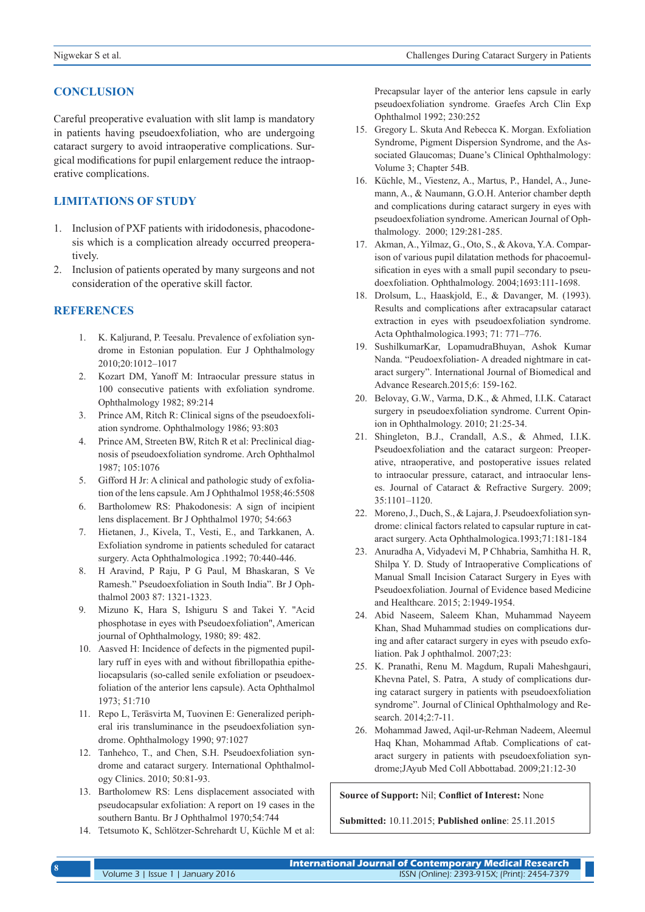## CONCLUSION

Careful preoperative evaluation with slit lamp is mandatory in patients having pseudoexfoliation, who are undergoing cataract surgery to avoid intraoperative complications. Surgical modifications for pupil enlargement reduce the intraoperative complications.

## LIMITATIONS OF STUDY

1. Inclusion of PXF patients with iridodonesis, phacodonesis which is a complication already occurred preoperatively.
2. Inclusion of patients operated by many surgeons and not consideration of the operative skill factor.

## REFERENCES

1. K. Kaljurand, P. Teesalu. Prevalence of exfoliation syndrome in Estonian population. Eur J Ophthalmology 2010;20:1012–1017
2. Kozart DM, Yanoff M: Intraocular pressure status in 100 consecutive patients with exfoliation syndrome. Ophthalmology 1982; 89:214
3. Prince AM, Ritch R: Clinical signs of the pseudoexfoliation syndrome. Ophthalmology 1986; 93:803
4. Prince AM, Streeten BW, Ritch R et al: Preclinical diagnosis of pseudoexfoliation syndrome. Arch Ophthalmol 1987; 105:1076
5. Gifford H Jr: A clinical and pathologic study of exfoliation of the lens capsule. Am J Ophthalmol 1958;46:5508
6. Bartholomew RS: Phakodonesis: A sign of incipient lens displacement. Br J Ophthalmol 1970; 54:663
7. Hietanen, J., Kivela, T., Vesti, E., and Tarkkanen, A. Exfoliation syndrome in patients scheduled for cataract surgery. Acta Ophthalmologica .1992; 70:440-446.
8. H Aravind, P Raju, P G Paul, M Bhaskaran, S Ve Ramesh." Pseudoexfoliation in South India". Br J Ophthalmol 2003 87: 1321-1323.
9. Mizuno K, Hara S, Ishiguru S and Takei Y. "Acid phosphotase in eyes with Pseudoexfoliation", American journal of Ophthalmology, 1980; 89: 482.
10. Aasved H: Incidence of defects in the pigmented pupillary ruff in eyes with and without fibrillopathia epitheliocapsularis (so-called senile exfoliation or pseudoexfoliation of the anterior lens capsule). Acta Ophthalmol 1973; 51:710
11. Repo L, Teräsvirta M, Tuovinen E: Generalized peripheral iris transluminance in the pseudoexfoliation syndrome. Ophthalmology 1990; 97:1027
12. Tanhehco, T., and Chen, S.H. Pseudoexfoliation syndrome and cataract surgery. International Ophthalmology Clinics. 2010; 50:81-93.
13. Bartholomew RS: Lens displacement associated with pseudocapsular exfoliation: A report on 19 cases in the southern Bantu. Br J Ophthalmol 1970;54:744
14. Tetsumoto K, Schlötzer-Schrehardt U, Küchle M et al: Precapsular layer of the anterior lens capsule in early pseudoexfoliation syndrome. Graefes Arch Clin Exp Ophthalmol 1992; 230:252
15. Gregory L. Skuta And Rebecca K. Morgan. Exfoliation Syndrome, Pigment Dispersion Syndrome, and the Associated Glaucomas; Duane's Clinical Ophthalmology: Volume 3; Chapter 54B.
16. Küchle, M., Viestenz, A., Martus, P., Handel, A., Junemann, A., & Naumann, G.O.H. Anterior chamber depth and complications during cataract surgery in eyes with pseudoexfoliation syndrome. American Journal of Ophthalmology. 2000; 129:281-285.
17. Akman, A., Yilmaz, G., Oto, S., & Akova, Y.A. Comparison of various pupil dilatation methods for phacoemulsification in eyes with a small pupil secondary to pseudoexfoliation. Ophthalmology. 2004;1693:111-1698.
18. Drolsum, L., Haaskjold, E., & Davanger, M. (1993). Results and complications after extracapsular cataract extraction in eyes with pseudoexfoliation syndrome. Acta Ophthalmologica.1993; 71: 771–776.
19. SushilkumarKar, LopamudraBhuyan, Ashok Kumar Nanda. "Peudoexfoliation- A dreaded nightmare in cataract surgery". International Journal of Biomedical and Advance Research.2015;6: 159-162.
20. Belovay, G.W., Varma, D.K., & Ahmed, I.I.K. Cataract surgery in pseudoexfoliation syndrome. Current Opinion in Ophthalmology. 2010; 21:25-34.
21. Shingleton, B.J., Crandall, A.S., & Ahmed, I.I.K. Pseudoexfoliation and the cataract surgeon: Preoperative, ntraoperative, and postoperative issues related to intraocular pressure, cataract, and intraocular lenses. Journal of Cataract & Refractive Surgery. 2009; 35:1101–1120.
22. Moreno, J., Duch, S., & Lajara, J. Pseudoexfoliation syndrome: clinical factors related to capsular rupture in cataract surgery. Acta Ophthalmologica.1993;71:181-184
23. Anuradha A, Vidyadevi M, P Chhabria, Samhitha H. R, Shilpa Y. D. Study of Intraoperative Complications of Manual Small Incision Cataract Surgery in Eyes with Pseudoexfoliation. Journal of Evidence based Medicine and Healthcare. 2015; 2:1949-1954.
24. Abid Naseem, Saleem Khan, Muhammad Nayeem Khan, Shad Muhammad studies on complications during and after cataract surgery in eyes with pseudo exfoliation. Pak J ophthalmol. 2007;23:
25. K. Pranathi, Renu M. Magdum, Rupali Maheshgauri, Khevna Patel, S. Patra, A study of complications during cataract surgery in patients with pseudoexfoliation syndrome". Journal of Clinical Ophthalmology and Research. 2014;2:7-11.
26. Mohammad Jawed, Aqil-ur-Rehman Nadeem, Aleemul Haq Khan, Mohammad Aftab. Complications of cataract surgery in patients with pseudoexfoliation syndrome;JAyub Med Coll Abbottabad. 2009;21:12-30

**Source of Support:** Nil; **Conflict of Interest:** None

**Submitted:** 10.11.2015; **Published online**: 25.11.2015